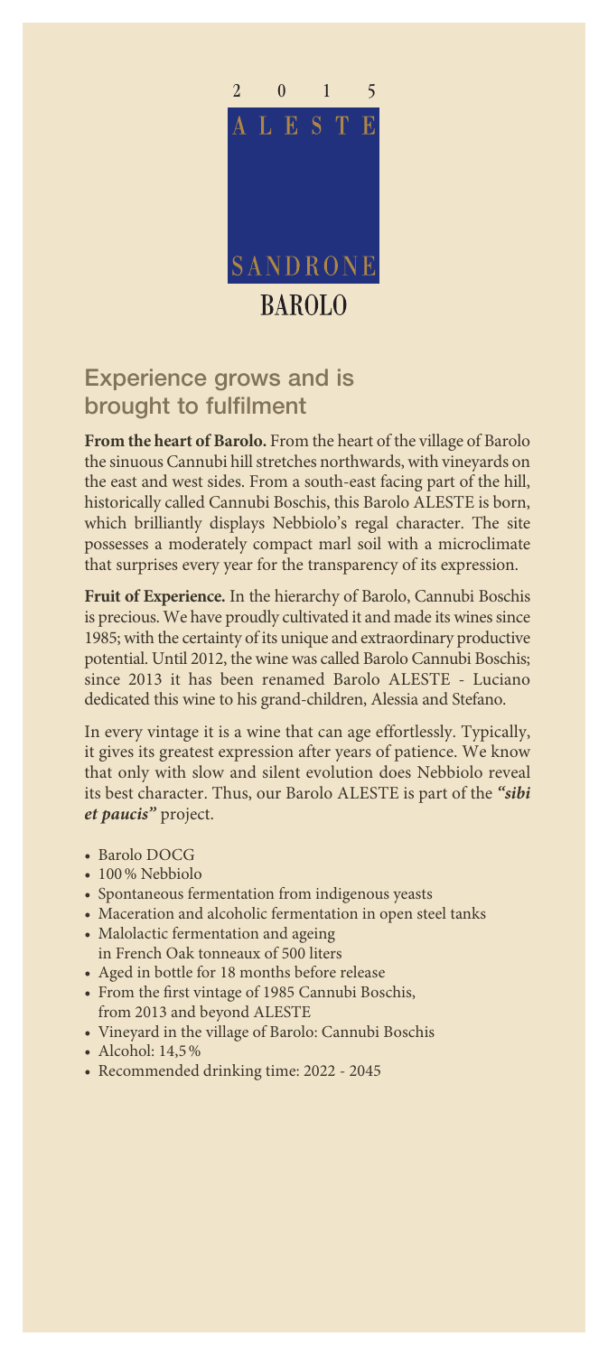2 0 1 5

ALESTE

SANDRONE

BAROLO

## Experience grows and is brought to fulfilment

**From the heart of Barolo.** From the heart of the village of Barolo the sinuous Cannubi hill stretches northwards, with vineyards on the east and west sides. From a south-east facing part of the hill, historically called Cannubi Boschis, this Barolo ALESTE is born, which brilliantly displays Nebbiolo's regal character. The site possesses a moderately compact marl soil with a microclimate that surprises every year for the transparency of its expression.

**Fruit of Experience.** In the hierarchy of Barolo, Cannubi Boschis is precious. We have proudly cultivated it and made its wines since 1985; with the certainty of its unique and extraordinary productive potential. Until 2012, the wine was called Barolo Cannubi Boschis; since 2013 it has been renamed Barolo ALESTE - Luciano dedicated this wine to his grand-children, Alessia and Stefano.

In every vintage it is a wine that can age effortlessly. Typically, it gives its greatest expression after years of patience. We know that only with slow and silent evolution does Nebbiolo reveal its best character. Thus, our Barolo ALESTE is part of the ***"sibi et paucis"*** project.

- Barolo DOCG
- 100 % Nebbiolo
- Spontaneous fermentation from indigenous yeasts
- Maceration and alcoholic fermentation in open steel tanks
- Malolactic fermentation and ageing in French Oak tonneaux of 500 liters
- Aged in bottle for 18 months before release
- From the first vintage of 1985 Cannubi Boschis, from 2013 and beyond ALESTE
- Vineyard in the village of Barolo: Cannubi Boschis
- Alcohol: 14,5 %
- Recommended drinking time: 2022 - 2045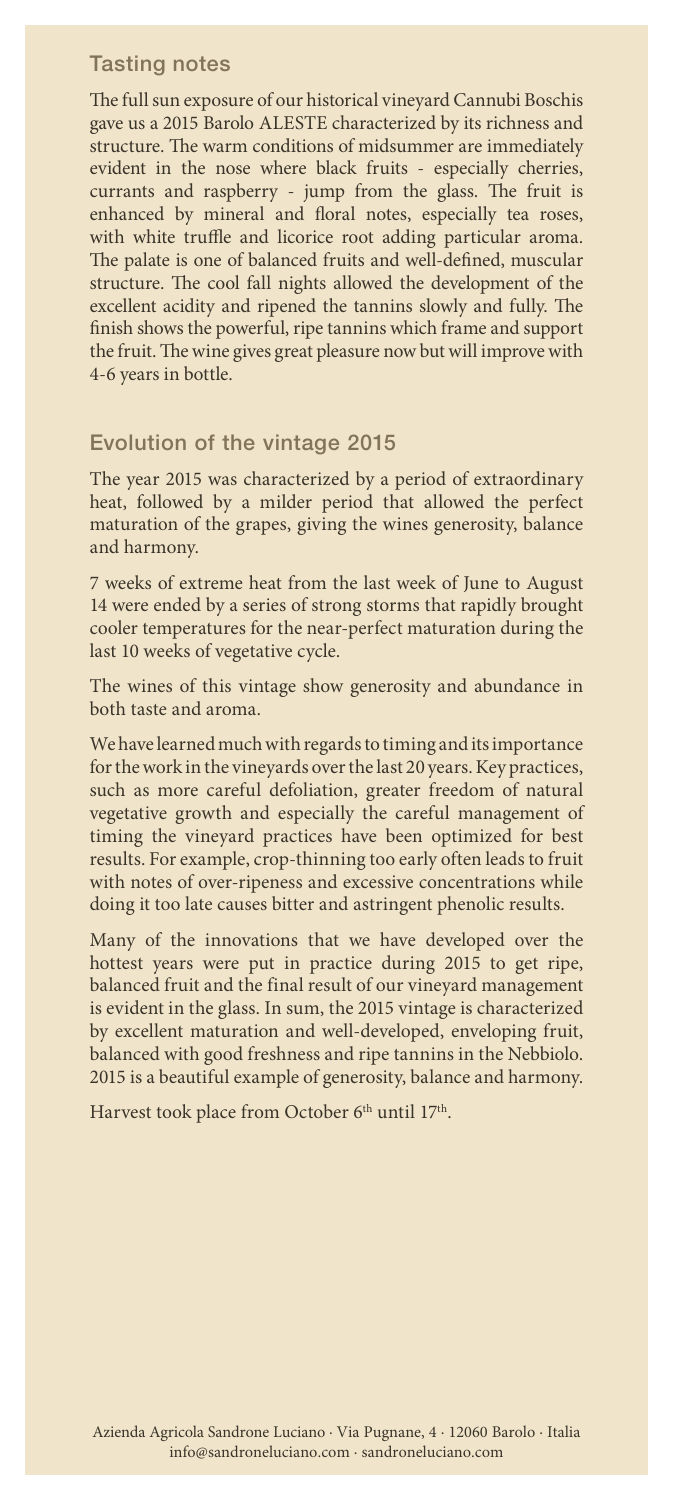## Tasting notes

The full sun exposure of our historical vineyard Cannubi Boschis gave us a 2015 Barolo ALESTE characterized by its richness and structure. The warm conditions of midsummer are immediately evident in the nose where black fruits - especially cherries, currants and raspberry - jump from the glass. The fruit is enhanced by mineral and floral notes, especially tea roses, with white truffle and licorice root adding particular aroma. The palate is one of balanced fruits and well-defined, muscular structure. The cool fall nights allowed the development of the excellent acidity and ripened the tannins slowly and fully. The finish shows the powerful, ripe tannins which frame and support the fruit. The wine gives great pleasure now but will improve with 4-6 years in bottle.

## Evolution of the vintage 2015

The year 2015 was characterized by a period of extraordinary heat, followed by a milder period that allowed the perfect maturation of the grapes, giving the wines generosity, balance and harmony.

7 weeks of extreme heat from the last week of June to August 14 were ended by a series of strong storms that rapidly brought cooler temperatures for the near-perfect maturation during the last 10 weeks of vegetative cycle.

The wines of this vintage show generosity and abundance in both taste and aroma.

We have learned much with regards to timing and its importance for the work in the vineyards over the last 20 years. Key practices, such as more careful defoliation, greater freedom of natural vegetative growth and especially the careful management of timing the vineyard practices have been optimized for best results. For example, crop-thinning too early often leads to fruit with notes of over-ripeness and excessive concentrations while doing it too late causes bitter and astringent phenolic results.

Many of the innovations that we have developed over the hottest years were put in practice during 2015 to get ripe, balanced fruit and the final result of our vineyard management is evident in the glass. In sum, the 2015 vintage is characterized by excellent maturation and well-developed, enveloping fruit, balanced with good freshness and ripe tannins in the Nebbiolo. 2015 is a beautiful example of generosity, balance and harmony.

Harvest took place from October 6th until 17th.

Azienda Agricola Sandrone Luciano · Via Pugnane, 4 · 12060 Barolo · Italia
info@sandroneluciano.com · sandroneluciano.com